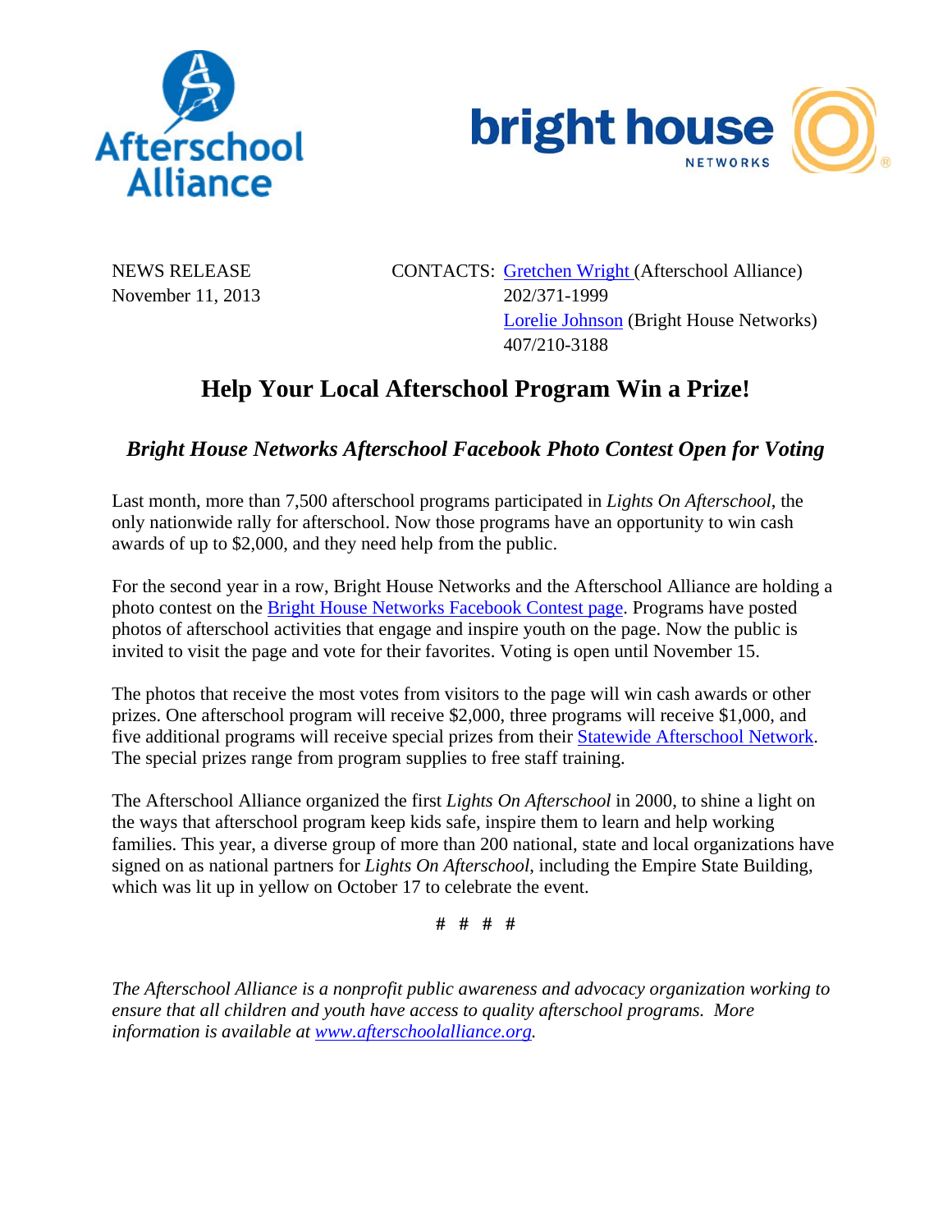NEWS RELEASE
November 11, 2013

CONTACTS: Gretchen Wright (Afterschool Alliance)
202/371-1999
Lorelie Johnson (Bright House Networks)
407/210-3188

# Help Your Local Afterschool Program Win a Prize!

## *Bright House Networks Afterschool Facebook Photo Contest Open for Voting*

Last month, more than 7,500 afterschool programs participated in *Lights On Afterschool*, the only nationwide rally for afterschool. Now those programs have an opportunity to win cash awards of up to $2,000, and they need help from the public.

For the second year in a row, Bright House Networks and the Afterschool Alliance are holding a photo contest on the Bright House Networks Facebook Contest page. Programs have posted photos of afterschool activities that engage and inspire youth on the page. Now the public is invited to visit the page and vote for their favorites. Voting is open until November 15.

The photos that receive the most votes from visitors to the page will win cash awards or other prizes. One afterschool program will receive $2,000, three programs will receive $1,000, and five additional programs will receive special prizes from their Statewide Afterschool Network. The special prizes range from program supplies to free staff training.

The Afterschool Alliance organized the first *Lights On Afterschool* in 2000, to shine a light on the ways that afterschool program keep kids safe, inspire them to learn and help working families. This year, a diverse group of more than 200 national, state and local organizations have signed on as national partners for *Lights On Afterschool*, including the Empire State Building, which was lit up in yellow on October 17 to celebrate the event.

# # # #

*The Afterschool Alliance is a nonprofit public awareness and advocacy organization working to ensure that all children and youth have access to quality afterschool programs. More information is available at www.afterschoolalliance.org.*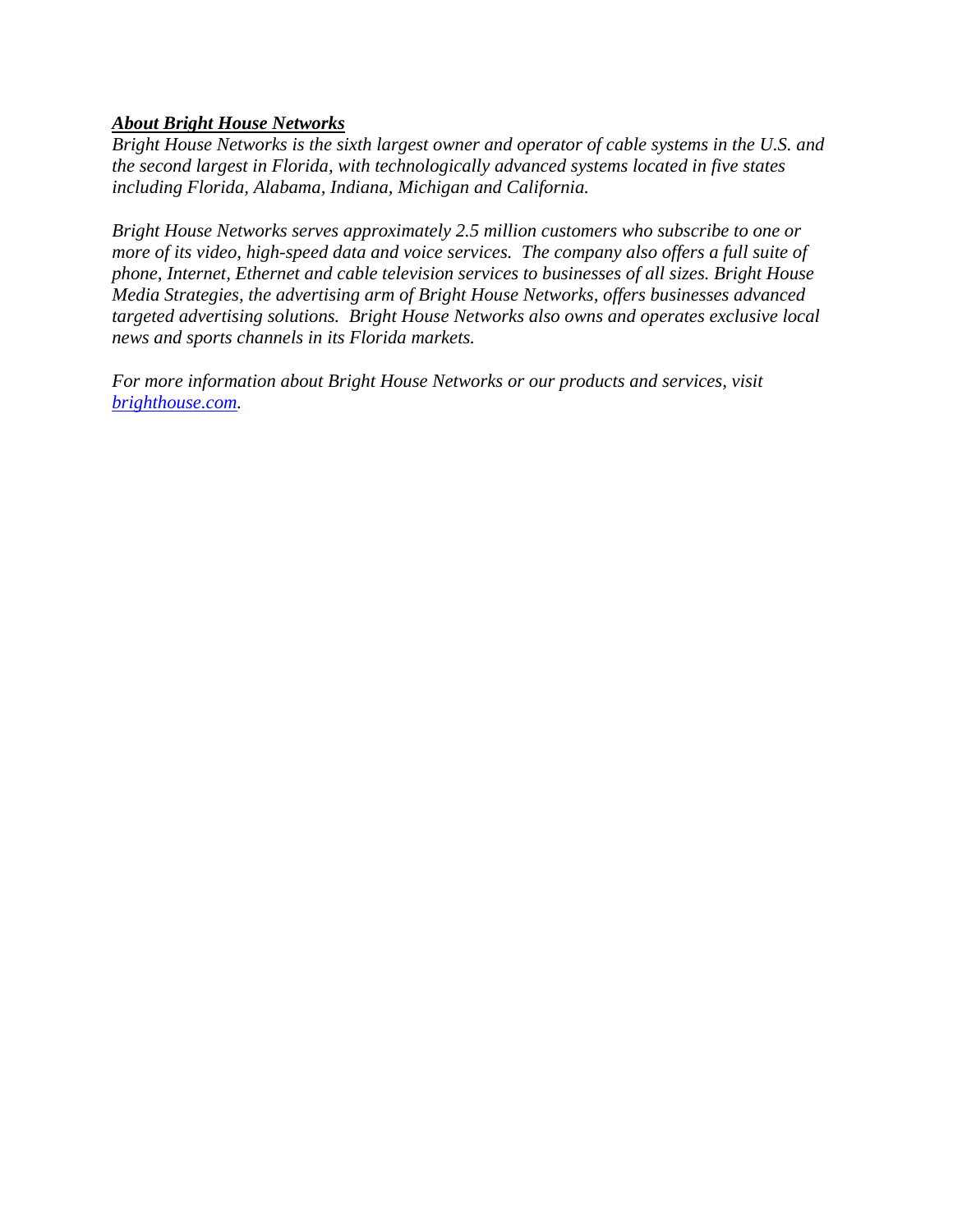***About Bright House Networks***

*Bright House Networks is the sixth largest owner and operator of cable systems in the U.S. and the second largest in Florida, with technologically advanced systems located in five states including Florida, Alabama, Indiana, Michigan and California.*

*Bright House Networks serves approximately 2.5 million customers who subscribe to one or more of its video, high-speed data and voice services. The company also offers a full suite of phone, Internet, Ethernet and cable television services to businesses of all sizes. Bright House Media Strategies, the advertising arm of Bright House Networks, offers businesses advanced targeted advertising solutions. Bright House Networks also owns and operates exclusive local news and sports channels in its Florida markets.*

*For more information about Bright House Networks or our products and services, visit brighthouse.com.*